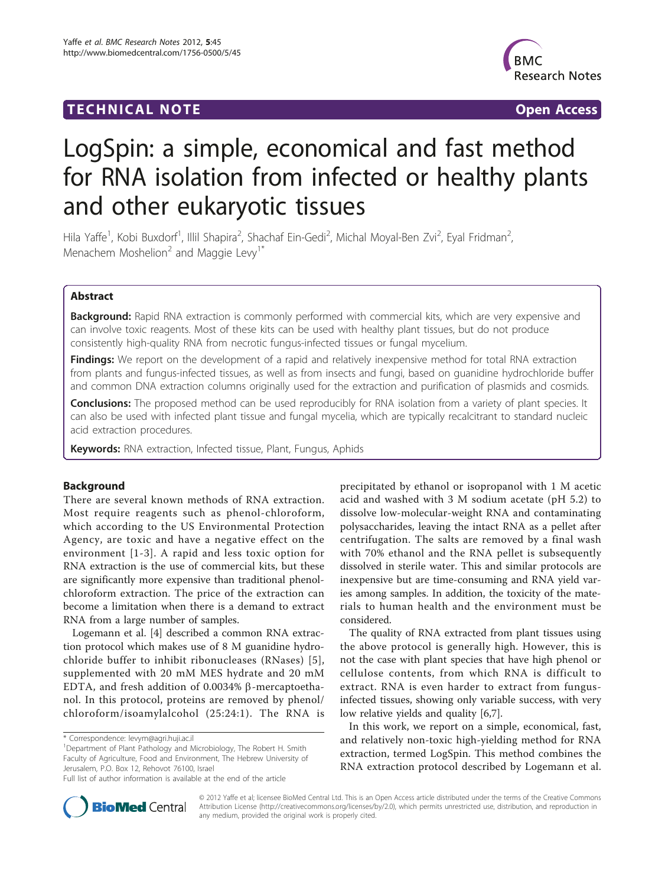TECHNICAL NOTE **Open Access**

# LogSpin: a simple, economical and fast method for RNA isolation from infected or healthy plants and other eukaryotic tissues

Hila Yaffe[1], Kobi Buxdorf[1], Illil Shapira[2], Shachaf Ein-Gedi[2], Michal Moyal-Ben Zvi[2], Eyal Fridman[2], Menachem Moshelion[2] and Maggie Levy[1*]

## Abstract

**Background:** Rapid RNA extraction is commonly performed with commercial kits, which are very expensive and can involve toxic reagents. Most of these kits can be used with healthy plant tissues, but do not produce consistently high-quality RNA from necrotic fungus-infected tissues or fungal mycelium.

**Findings:** We report on the development of a rapid and relatively inexpensive method for total RNA extraction from plants and fungus-infected tissues, as well as from insects and fungi, based on guanidine hydrochloride buffer and common DNA extraction columns originally used for the extraction and purification of plasmids and cosmids.

**Conclusions:** The proposed method can be used reproducibly for RNA isolation from a variety of plant species. It can also be used with infected plant tissue and fungal mycelia, which are typically recalcitrant to standard nucleic acid extraction procedures.

**Keywords:** RNA extraction, Infected tissue, Plant, Fungus, Aphids

## Background

There are several known methods of RNA extraction. Most require reagents such as phenol-chloroform, which according to the US Environmental Protection Agency, are toxic and have a negative effect on the environment [1-3]. A rapid and less toxic option for RNA extraction is the use of commercial kits, but these are significantly more expensive than traditional phenol-chloroform extraction. The price of the extraction can become a limitation when there is a demand to extract RNA from a large number of samples.

Logemann et al. [4] described a common RNA extraction protocol which makes use of 8 M guanidine hydrochloride buffer to inhibit ribonucleases (RNases) [5], supplemented with 20 mM MES hydrate and 20 mM EDTA, and fresh addition of 0.0034% β-mercaptoethanol. In this protocol, proteins are removed by phenol/chloroform/isoamylalcohol (25:24:1). The RNA is precipitated by ethanol or isopropanol with 1 M acetic acid and washed with 3 M sodium acetate (pH 5.2) to dissolve low-molecular-weight RNA and contaminating polysaccharides, leaving the intact RNA as a pellet after centrifugation. The salts are removed by a final wash with 70% ethanol and the RNA pellet is subsequently dissolved in sterile water. This and similar protocols are inexpensive but are time-consuming and RNA yield varies among samples. In addition, the toxicity of the materials to human health and the environment must be considered.

The quality of RNA extracted from plant tissues using the above protocol is generally high. However, this is not the case with plant species that have high phenol or cellulose contents, from which RNA is difficult to extract. RNA is even harder to extract from fungus-infected tissues, showing only variable success, with very low relative yields and quality [6,7].

In this work, we report on a simple, economical, fast, and relatively non-toxic high-yielding method for RNA extraction, termed LogSpin. This method combines the RNA extraction protocol described by Logemann et al.

\* Correspondence: levym@agri.huji.ac.il
[1]Department of Plant Pathology and Microbiology, The Robert H. Smith Faculty of Agriculture, Food and Environment, The Hebrew University of Jerusalem, P.O. Box 12, Rehovot 76100, Israel
Full list of author information is available at the end of the article

© 2012 Yaffe et al; licensee BioMed Central Ltd. This is an Open Access article distributed under the terms of the Creative Commons Attribution License (http://creativecommons.org/licenses/by/2.0), which permits unrestricted use, distribution, and reproduction in any medium, provided the original work is properly cited.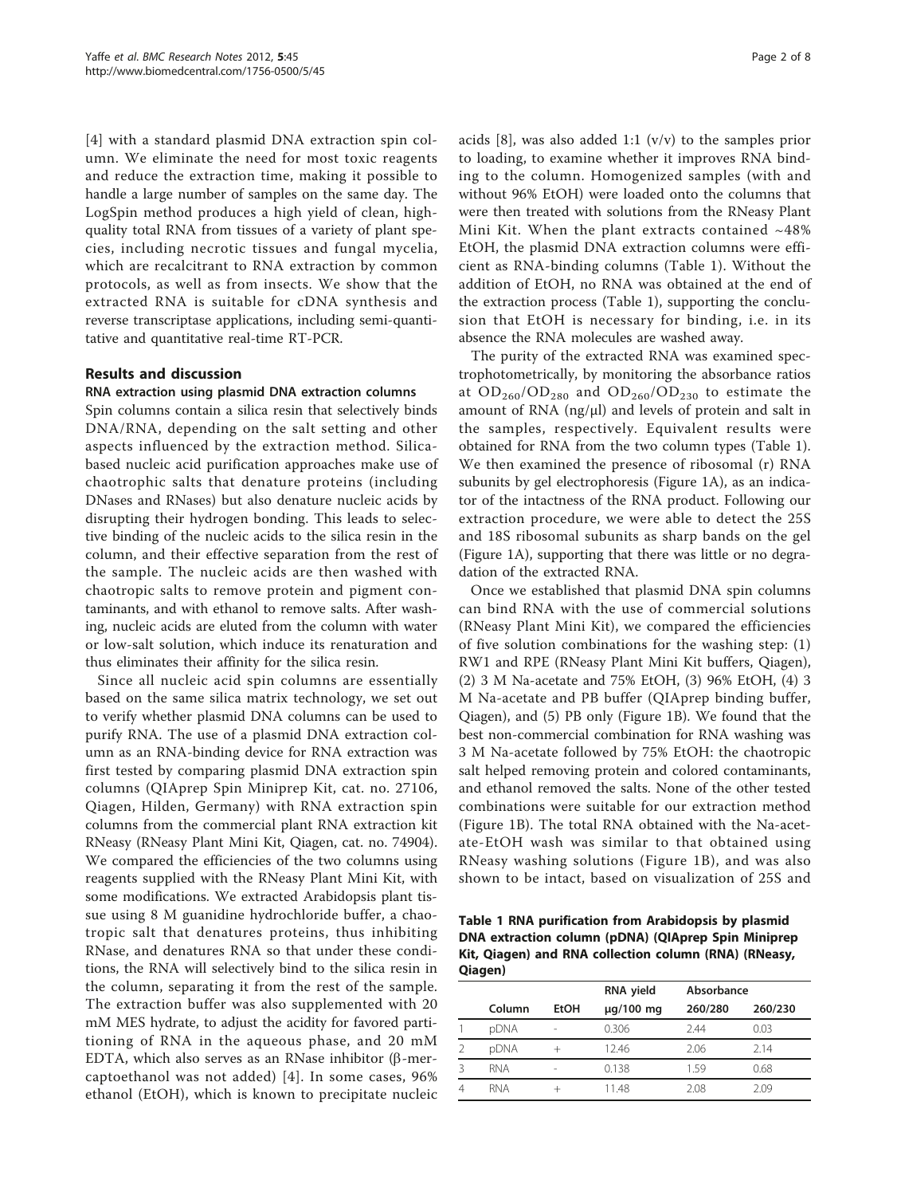[4] with a standard plasmid DNA extraction spin column. We eliminate the need for most toxic reagents and reduce the extraction time, making it possible to handle a large number of samples on the same day. The LogSpin method produces a high yield of clean, high-quality total RNA from tissues of a variety of plant species, including necrotic tissues and fungal mycelia, which are recalcitrant to RNA extraction by common protocols, as well as from insects. We show that the extracted RNA is suitable for cDNA synthesis and reverse transcriptase applications, including semi-quantitative and quantitative real-time RT-PCR.

## Results and discussion

### RNA extraction using plasmid DNA extraction columns

Spin columns contain a silica resin that selectively binds DNA/RNA, depending on the salt setting and other aspects influenced by the extraction method. Silica-based nucleic acid purification approaches make use of chaotrophic salts that denature proteins (including DNases and RNases) but also denature nucleic acids by disrupting their hydrogen bonding. This leads to selective binding of the nucleic acids to the silica resin in the column, and their effective separation from the rest of the sample. The nucleic acids are then washed with chaotropic salts to remove protein and pigment contaminants, and with ethanol to remove salts. After washing, nucleic acids are eluted from the column with water or low-salt solution, which induce its renaturation and thus eliminates their affinity for the silica resin.

Since all nucleic acid spin columns are essentially based on the same silica matrix technology, we set out to verify whether plasmid DNA columns can be used to purify RNA. The use of a plasmid DNA extraction column as an RNA-binding device for RNA extraction was first tested by comparing plasmid DNA extraction spin columns (QIAprep Spin Miniprep Kit, cat. no. 27106, Qiagen, Hilden, Germany) with RNA extraction spin columns from the commercial plant RNA extraction kit RNeasy (RNeasy Plant Mini Kit, Qiagen, cat. no. 74904). We compared the efficiencies of the two columns using reagents supplied with the RNeasy Plant Mini Kit, with some modifications. We extracted Arabidopsis plant tissue using 8 M guanidine hydrochloride buffer, a chaotropic salt that denatures proteins, thus inhibiting RNase, and denatures RNA so that under these conditions, the RNA will selectively bind to the silica resin in the column, separating it from the rest of the sample. The extraction buffer was also supplemented with 20 mM MES hydrate, to adjust the acidity for favored partitioning of RNA in the aqueous phase, and 20 mM EDTA, which also serves as an RNase inhibitor (β-mercaptoethanol was not added) [4]. In some cases, 96% ethanol (EtOH), which is known to precipitate nucleic acids [8], was also added 1:1 (v/v) to the samples prior to loading, to examine whether it improves RNA binding to the column. Homogenized samples (with and without 96% EtOH) were loaded onto the columns that were then treated with solutions from the RNeasy Plant Mini Kit. When the plant extracts contained ~48% EtOH, the plasmid DNA extraction columns were efficient as RNA-binding columns (Table 1). Without the addition of EtOH, no RNA was obtained at the end of the extraction process (Table 1), supporting the conclusion that EtOH is necessary for binding, i.e. in its absence the RNA molecules are washed away.

The purity of the extracted RNA was examined spectrophotometrically, by monitoring the absorbance ratios at $OD_{260}/OD_{280}$ and $OD_{260}/OD_{230}$ to estimate the amount of RNA (ng/μl) and levels of protein and salt in the samples, respectively. Equivalent results were obtained for RNA from the two column types (Table 1). We then examined the presence of ribosomal (r) RNA subunits by gel electrophoresis (Figure 1A), as an indicator of the intactness of the RNA product. Following our extraction procedure, we were able to detect the 25S and 18S ribosomal subunits as sharp bands on the gel (Figure 1A), supporting that there was little or no degradation of the extracted RNA.

Once we established that plasmid DNA spin columns can bind RNA with the use of commercial solutions (RNeasy Plant Mini Kit), we compared the efficiencies of five solution combinations for the washing step: (1) RW1 and RPE (RNeasy Plant Mini Kit buffers, Qiagen), (2) 3 M Na-acetate and 75% EtOH, (3) 96% EtOH, (4) 3 M Na-acetate and PB buffer (QIAprep binding buffer, Qiagen), and (5) PB only (Figure 1B). We found that the best non-commercial combination for RNA washing was 3 M Na-acetate followed by 75% EtOH: the chaotropic salt helped removing protein and colored contaminants, and ethanol removed the salts. None of the other tested combinations were suitable for our extraction method (Figure 1B). The total RNA obtained with the Na-acetate-EtOH wash was similar to that obtained using RNeasy washing solutions (Figure 1B), and was also shown to be intact, based on visualization of 25S and

**Table 1 RNA purification from Arabidopsis by plasmid DNA extraction column (pDNA) (QIAprep Spin Miniprep Kit, Qiagen) and RNA collection column (RNA) (RNeasy, Qiagen)**

| | Column | EtOH | RNA yield | Absorbance | |
|---|---|---|---|---|---|
| | | | μg/100 mg | 260/280 | 260/230 |
| 1 | pDNA | - | 0.306 | 2.44 | 0.03 |
| 2 | pDNA | + | 12.46 | 2.06 | 2.14 |
| 3 | RNA | - | 0.138 | 1.59 | 0.68 |
| 4 | RNA | + | 11.48 | 2.08 | 2.09 |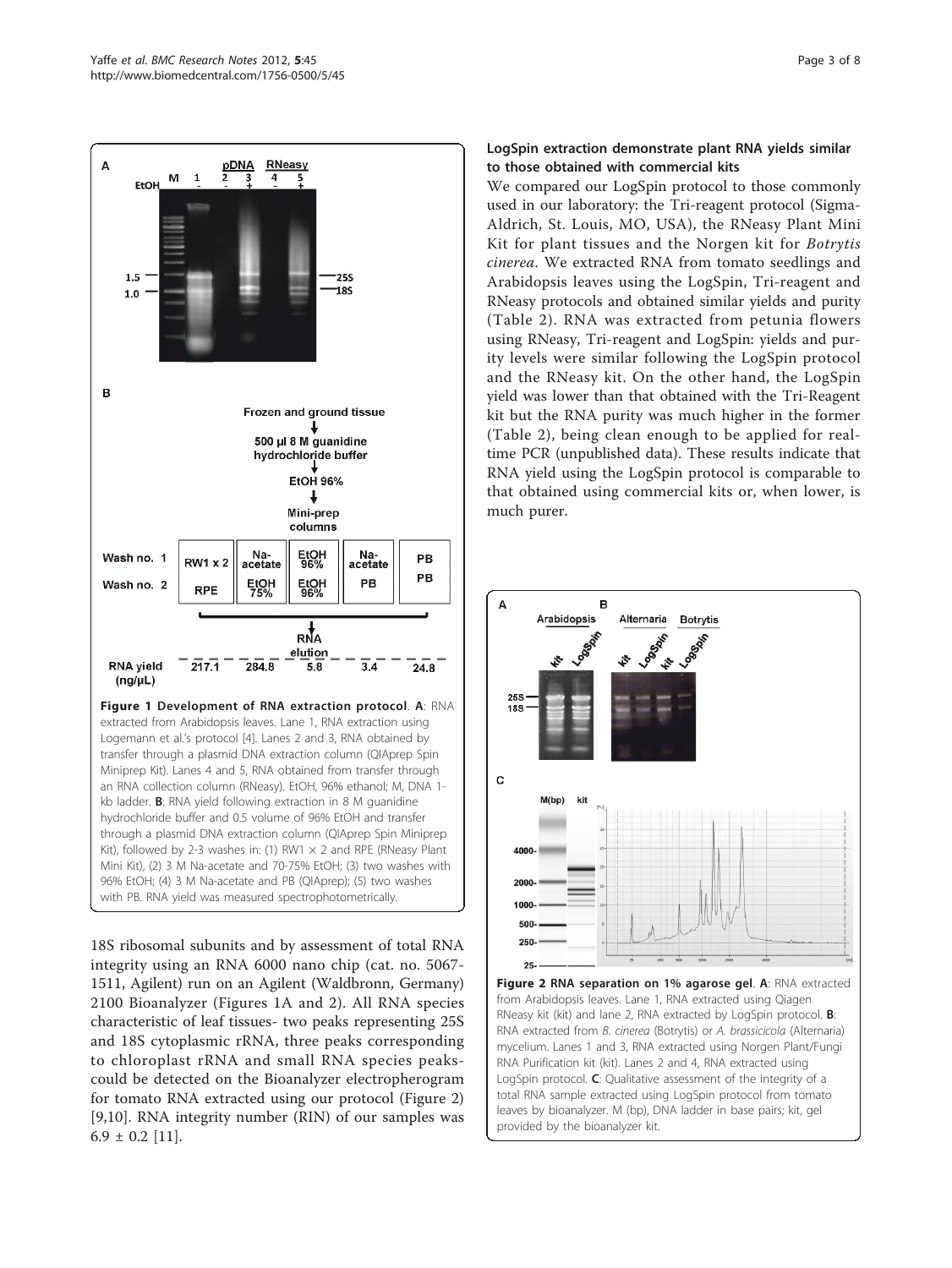A

EtOH M 1 pDNA 2 3 RNeasy 4 5

- - + - +

1.5

1.0

25S

18S

B

Frozen and ground tissue

500 µl 8 M guanidine hydrochloride buffer

EtOH 96%

Mini-prep columns

Wash no. 1: RW1 x 2 | Na-acetate | EtOH 96% | Na-acetate | PB

Wash no. 2: RPE | EtOH 75% | EtOH 96% | PB | PB

RNA elution

RNA yield (ng/µL): 217.1 284.8 5.8 3.4 24.8

**Figure 1 Development of RNA extraction protocol**. **A**: RNA extracted from Arabidopsis leaves. Lane 1, RNA extraction using Logemann et al.'s protocol [4]. Lanes 2 and 3, RNA obtained by transfer through a plasmid DNA extraction column (QIAprep Spin Miniprep Kit). Lanes 4 and 5, RNA obtained from transfer through an RNA collection column (RNeasy). EtOH, 96% ethanol; M, DNA 1-kb ladder. **B**: RNA yield following extraction in 8 M guanidine hydrochloride buffer and 0.5 volume of 96% EtOH and transfer through a plasmid DNA extraction column (QIAprep Spin Miniprep Kit), followed by 2-3 washes in: (1) RW1 × 2 and RPE (RNeasy Plant Mini Kit), (2) 3 M Na-acetate and 70-75% EtOH; (3) two washes with 96% EtOH; (4) 3 M Na-acetate and PB (QIAprep); (5) two washes with PB. RNA yield was measured spectrophotometrically.

18S ribosomal subunits and by assessment of total RNA integrity using an RNA 6000 nano chip (cat. no. 5067-1511, Agilent) run on an Agilent (Waldbronn, Germany) 2100 Bioanalyzer (Figures 1A and 2). All RNA species characteristic of leaf tissues- two peaks representing 25S and 18S cytoplasmic rRNA, three peaks corresponding to chloroplast rRNA and small RNA species peaks-could be detected on the Bioanalyzer electropherogram for tomato RNA extracted using our protocol (Figure 2) [9,10]. RNA integrity number (RIN) of our samples was $6.9 \pm 0.2$ [11].

### LogSpin extraction demonstrate plant RNA yields similar to those obtained with commercial kits

We compared our LogSpin protocol to those commonly used in our laboratory: the Tri-reagent protocol (Sigma-Aldrich, St. Louis, MO, USA), the RNeasy Plant Mini Kit for plant tissues and the Norgen kit for *Botrytis cinerea*. We extracted RNA from tomato seedlings and Arabidopsis leaves using the LogSpin, Tri-reagent and RNeasy protocols and obtained similar yields and purity (Table 2). RNA was extracted from petunia flowers using RNeasy, Tri-reagent and LogSpin: yields and purity levels were similar following the LogSpin protocol and the RNeasy kit. On the other hand, the LogSpin yield was lower than that obtained with the Tri-Reagent kit but the RNA purity was much higher in the former (Table 2), being clean enough to be applied for real-time PCR (unpublished data). These results indicate that RNA yield using the LogSpin protocol is comparable to that obtained using commercial kits or, when lower, is much purer.

A B

Arabidopsis: kit LogSpin

Alternaria: kit LogSpin

Botrytis: kit LogSpin

25S

18S

C

M(bp) kit

4000-

2000-

1000-

500-

250-

25-

**Figure 2 RNA separation on 1% agarose gel**. **A**: RNA extracted from Arabidopsis leaves. Lane 1, RNA extracted using Qiagen RNeasy kit (kit) and lane 2, RNA extracted by LogSpin protocol. **B**: RNA extracted from *B. cinerea* (Botrytis) or *A. brassicicola* (Alternaria) mycelium. Lanes 1 and 3, RNA extracted using Norgen Plant/Fungi RNA Purification kit (kit). Lanes 2 and 4, RNA extracted using LogSpin protocol. **C**: Qualitative assessment of the integrity of a total RNA sample extracted using LogSpin protocol from tomato leaves by bioanalyzer. M (bp), DNA ladder in base pairs; kit, gel provided by the bioanalyzer kit.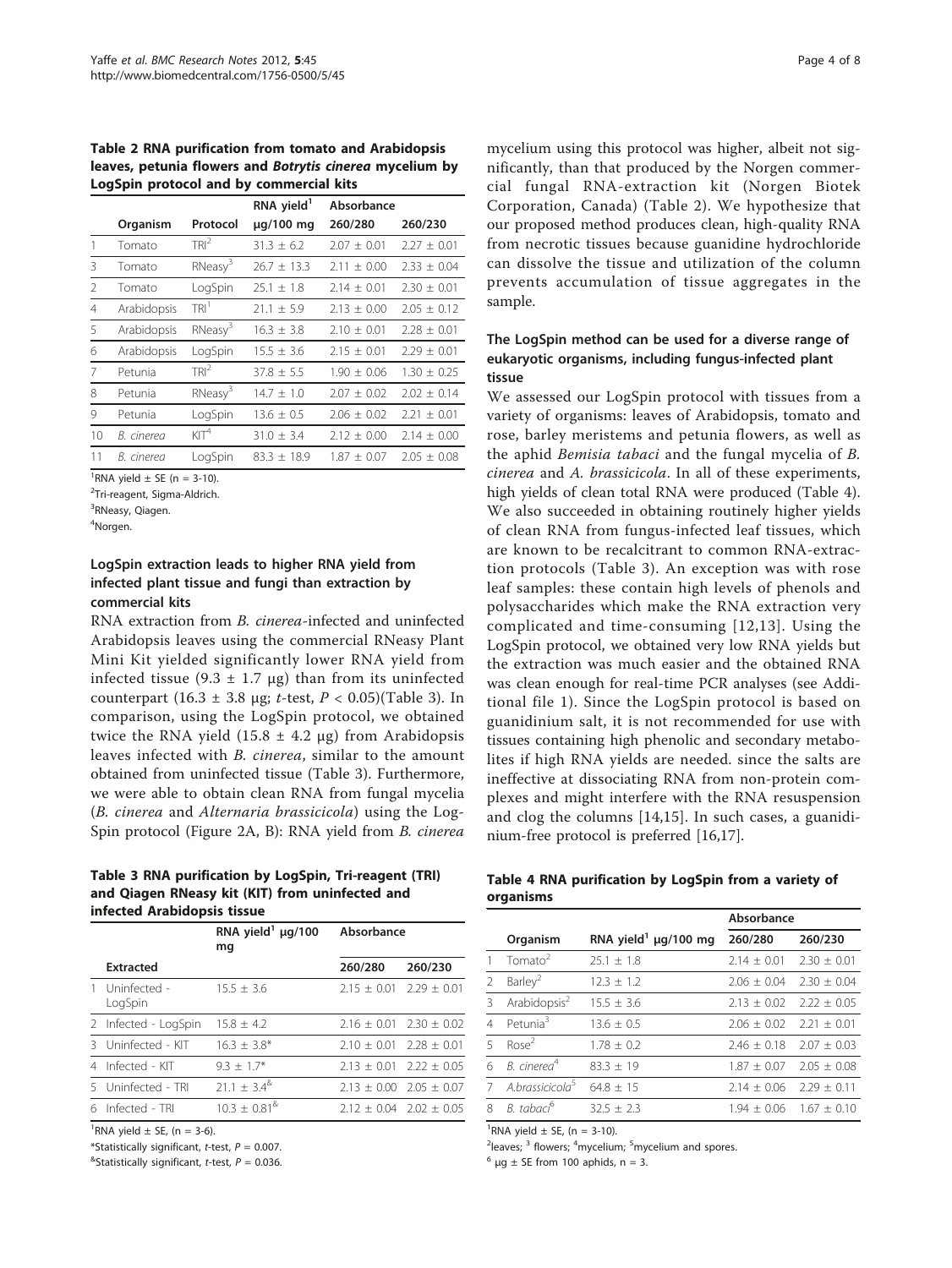**Table 2 RNA purification from tomato and Arabidopsis leaves, petunia flowers and *Botrytis cinerea* mycelium by LogSpin protocol and by commercial kits**

| | Organism | Protocol | RNA yield[1] µg/100 mg | Absorbance 260/280 | 260/230 |
|---|---|---|---|---|---|
| 1 | Tomato | TRI[2] | 31.3 ± 6.2 | 2.07 ± 0.01 | 2.27 ± 0.01 |
| 3 | Tomato | RNeasy[3] | 26.7 ± 13.3 | 2.11 ± 0.00 | 2.33 ± 0.04 |
| 2 | Tomato | LogSpin | 25.1 ± 1.8 | 2.14 ± 0.01 | 2.30 ± 0.01 |
| 4 | Arabidopsis | TRI[1] | 21.1 ± 5.9 | 2.13 ± 0.00 | 2.05 ± 0.12 |
| 5 | Arabidopsis | RNeasy[3] | 16.3 ± 3.8 | 2.10 ± 0.01 | 2.28 ± 0.01 |
| 6 | Arabidopsis | LogSpin | 15.5 ± 3.6 | 2.15 ± 0.01 | 2.29 ± 0.01 |
| 7 | Petunia | TRI[2] | 37.8 ± 5.5 | 1.90 ± 0.06 | 1.30 ± 0.25 |
| 8 | Petunia | RNeasy[3] | 14.7 ± 1.0 | 2.07 ± 0.02 | 2.02 ± 0.14 |
| 9 | Petunia | LogSpin | 13.6 ± 0.5 | 2.06 ± 0.02 | 2.21 ± 0.01 |
| 10 | *B. cinerea* | KIT[4] | 31.0 ± 3.4 | 2.12 ± 0.00 | 2.14 ± 0.00 |
| 11 | *B. cinerea* | LogSpin | 83.3 ± 18.9 | 1.87 ± 0.07 | 2.05 ± 0.08 |

[1]RNA yield ± SE (n = 3-10).

[2]Tri-reagent, Sigma-Aldrich.

[3]RNeasy, Qiagen.

[4]Norgen.

### LogSpin extraction leads to higher RNA yield from infected plant tissue and fungi than extraction by commercial kits

RNA extraction from *B. cinerea*-infected and uninfected Arabidopsis leaves using the commercial RNeasy Plant Mini Kit yielded significantly lower RNA yield from infected tissue (9.3 ± 1.7 µg) than from its uninfected counterpart (16.3 ± 3.8 µg; *t*-test, $P < 0.05$)(Table 3). In comparison, using the LogSpin protocol, we obtained twice the RNA yield (15.8 ± 4.2 µg) from Arabidopsis leaves infected with *B. cinerea*, similar to the amount obtained from uninfected tissue (Table 3). Furthermore, we were able to obtain clean RNA from fungal mycelia (*B. cinerea* and *Alternaria brassicicola*) using the LogSpin protocol (Figure 2A, B): RNA yield from *B. cinerea* mycelium using this protocol was higher, albeit not significantly, than that produced by the Norgen commercial fungal RNA-extraction kit (Norgen Biotek Corporation, Canada) (Table 2). We hypothesize that our proposed method produces clean, high-quality RNA from necrotic tissues because guanidine hydrochloride can dissolve the tissue and utilization of the column prevents accumulation of tissue aggregates in the sample.

**Table 3 RNA purification by LogSpin, Tri-reagent (TRI) and Qiagen RNeasy kit (KIT) from uninfected and infected Arabidopsis tissue**

| | Extracted | RNA yield[1] µg/100 mg | Absorbance 260/280 | 260/230 |
|---|---|---|---|---|
| 1 | Uninfected - LogSpin | 15.5 ± 3.6 | 2.15 ± 0.01 | 2.29 ± 0.01 |
| 2 | Infected - LogSpin | 15.8 ± 4.2 | 2.16 ± 0.01 | 2.30 ± 0.02 |
| 3 | Uninfected - KIT | 16.3 ± 3.8* | 2.10 ± 0.01 | 2.28 ± 0.01 |
| 4 | Infected - KIT | 9.3 ± 1.7* | 2.13 ± 0.01 | 2.22 ± 0.05 |
| 5 | Uninfected - TRI | 21.1 ± 3.4[&] | 2.13 ± 0.00 | 2.05 ± 0.07 |
| 6 | Infected - TRI | 10.3 ± 0.81[&] | 2.12 ± 0.04 | 2.02 ± 0.05 |

[1]RNA yield ± SE, (n = 3-6).

*Statistically significant, *t*-test, $P = 0.007$.

[&]Statistically significant, *t*-test, $P = 0.036$.

### The LogSpin method can be used for a diverse range of eukaryotic organisms, including fungus-infected plant tissue

We assessed our LogSpin protocol with tissues from a variety of organisms: leaves of Arabidopsis, tomato and rose, barley meristems and petunia flowers, as well as the aphid *Bemisia tabaci* and the fungal mycelia of *B. cinerea* and *A. brassicicola*. In all of these experiments, high yields of clean total RNA were produced (Table 4). We also succeeded in obtaining routinely higher yields of clean RNA from fungus-infected leaf tissues, which are known to be recalcitrant to common RNA-extraction protocols (Table 3). An exception was with rose leaf samples: these contain high levels of phenols and polysaccharides which make the RNA extraction very complicated and time-consuming [12,13]. Using the LogSpin protocol, we obtained very low RNA yields but the extraction was much easier and the obtained RNA was clean enough for real-time PCR analyses (see Additional file 1). Since the LogSpin protocol is based on guanidinium salt, it is not recommended for use with tissues containing high phenolic and secondary metabolites if high RNA yields are needed. since the salts are ineffective at dissociating RNA from non-protein complexes and might interfere with the RNA resuspension and clog the columns [14,15]. In such cases, a guanidinium-free protocol is preferred [16,17].

**Table 4 RNA purification by LogSpin from a variety of organisms**

| | Organism | RNA yield[1] µg/100 mg | Absorbance 260/280 | 260/230 |
|---|---|---|---|---|
| 1 | Tomato[2] | 25.1 ± 1.8 | 2.14 ± 0.01 | 2.30 ± 0.01 |
| 2 | Barley[2] | 12.3 ± 1.2 | 2.06 ± 0.04 | 2.30 ± 0.04 |
| 3 | Arabidopsis[2] | 15.5 ± 3.6 | 2.13 ± 0.02 | 2.22 ± 0.05 |
| 4 | Petunia[3] | 13.6 ± 0.5 | 2.06 ± 0.02 | 2.21 ± 0.01 |
| 5 | Rose[2] | 1.78 ± 0.2 | 2.46 ± 0.18 | 2.07 ± 0.03 |
| 6 | *B. cinerea*[4] | 83.3 ± 19 | 1.87 ± 0.07 | 2.05 ± 0.08 |
| 7 | *A.brassicicola*[5] | 64.8 ± 15 | 2.14 ± 0.06 | 2.29 ± 0.11 |
| 8 | *B. tabaci*[6] | 32.5 ± 2.3 | 1.94 ± 0.06 | 1.67 ± 0.10 |

[1]RNA yield ± SE, (n = 3-10).

[2]leaves; [3] flowers; [4]mycelium; [5]mycelium and spores.

[6] µg ± SE from 100 aphids, n = 3.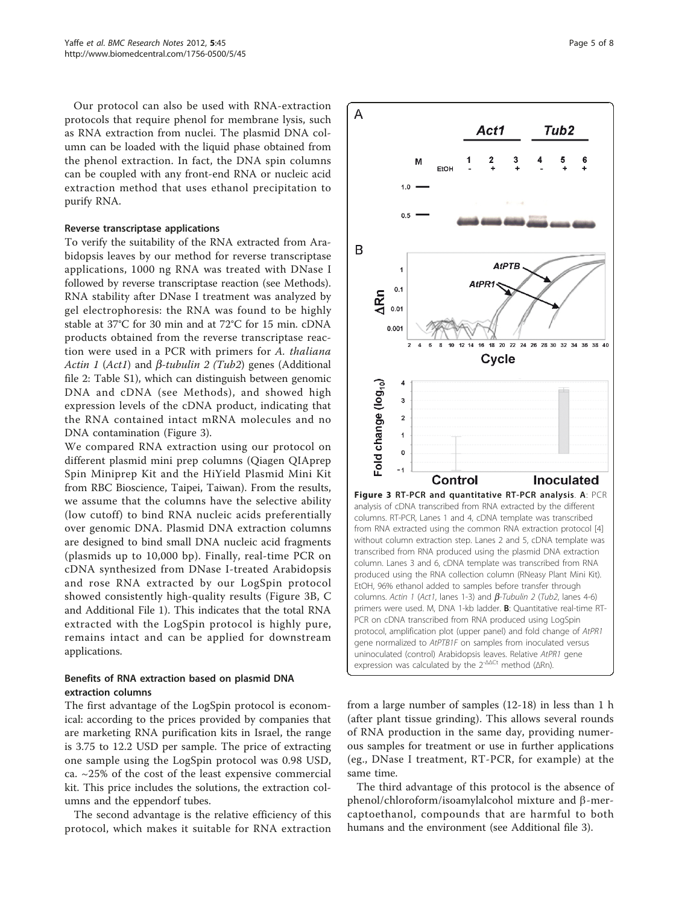Our protocol can also be used with RNA-extraction protocols that require phenol for membrane lysis, such as RNA extraction from nuclei. The plasmid DNA column can be loaded with the liquid phase obtained from the phenol extraction. In fact, the DNA spin columns can be coupled with any front-end RNA or nucleic acid extraction method that uses ethanol precipitation to purify RNA.

#### Reverse transcriptase applications

To verify the suitability of the RNA extracted from Arabidopsis leaves by our method for reverse transcriptase applications, 1000 ng RNA was treated with DNase I followed by reverse transcriptase reaction (see Methods). RNA stability after DNase I treatment was analyzed by gel electrophoresis: the RNA was found to be highly stable at 37°C for 30 min and at 72°C for 15 min. cDNA products obtained from the reverse transcriptase reaction were used in a PCR with primers for *A. thaliana Actin 1* (*Act1*) and *β-tubulin 2* (*Tub2*) genes (Additional file 2: Table S1), which can distinguish between genomic DNA and cDNA (see Methods), and showed high expression levels of the cDNA product, indicating that the RNA contained intact mRNA molecules and no DNA contamination (Figure 3).

We compared RNA extraction using our protocol on different plasmid mini prep columns (Qiagen QIAprep Spin Miniprep Kit and the HiYield Plasmid Mini Kit from RBC Bioscience, Taipei, Taiwan). From the results, we assume that the columns have the selective ability (low cutoff) to bind RNA nucleic acids preferentially over genomic DNA. Plasmid DNA extraction columns are designed to bind small DNA nucleic acid fragments (plasmids up to 10,000 bp). Finally, real-time PCR on cDNA synthesized from DNase I-treated Arabidopsis and rose RNA extracted by our LogSpin protocol showed consistently high-quality results (Figure 3B, C and Additional File 1). This indicates that the total RNA extracted with the LogSpin protocol is highly pure, remains intact and can be applied for downstream applications.

A

Act1 Tub2

M EtOH 1 - 2 + 3 + 4 - 5 + 6 +

1.0

0.5

B

AtPTB

AtPR1

ΔRn

1
0.1
0.01
0.001

2 4 6 8 10 12 14 16 18 20 22 24 26 28 30 32 34 36 38 40

Cycle

Fold change (log10)

4
3
2
1
0
-1

Control Inoculated

**Figure 3 RT-PCR and quantitative RT-PCR analysis**. **A**: PCR analysis of cDNA transcribed from RNA extracted by the different columns. RT-PCR, Lanes 1 and 4, cDNA template was transcribed from RNA extracted using the common RNA extraction protocol [4] without column extraction step. Lanes 2 and 5, cDNA template was transcribed from RNA produced using the plasmid DNA extraction column. Lanes 3 and 6, cDNA template was transcribed from RNA produced using the RNA collection column (RNeasy Plant Mini Kit). EtOH, 96% ethanol added to samples before transfer through columns. *Actin 1* (*Act1*, lanes 1-3) and *β-Tubulin 2* (*Tub2*, lanes 4-6) primers were used. M, DNA 1-kb ladder. **B**: Quantitative real-time RT-PCR on cDNA transcribed from RNA produced using LogSpin protocol, amplification plot (upper panel) and fold change of *AtPR1* gene normalized to *AtPTB1F* on samples from inoculated versus uninoculated (control) Arabidopsis leaves. Relative *AtPR1* gene expression was calculated by the $2^{-\Delta\Delta Ct}$ method (ΔRn).

#### Benefits of RNA extraction based on plasmid DNA extraction columns

The first advantage of the LogSpin protocol is economical: according to the prices provided by companies that are marketing RNA purification kits in Israel, the range is 3.75 to 12.2 USD per sample. The price of extracting one sample using the LogSpin protocol was 0.98 USD, ca. ~25% of the cost of the least expensive commercial kit. This price includes the solutions, the extraction columns and the eppendorf tubes.

The second advantage is the relative efficiency of this protocol, which makes it suitable for RNA extraction from a large number of samples (12-18) in less than 1 h (after plant tissue grinding). This allows several rounds of RNA production in the same day, providing numerous samples for treatment or use in further applications (eg., DNase I treatment, RT-PCR, for example) at the same time.

The third advantage of this protocol is the absence of phenol/chloroform/isoamylalcohol mixture and β-mercaptoethanol, compounds that are harmful to both humans and the environment (see Additional file 3).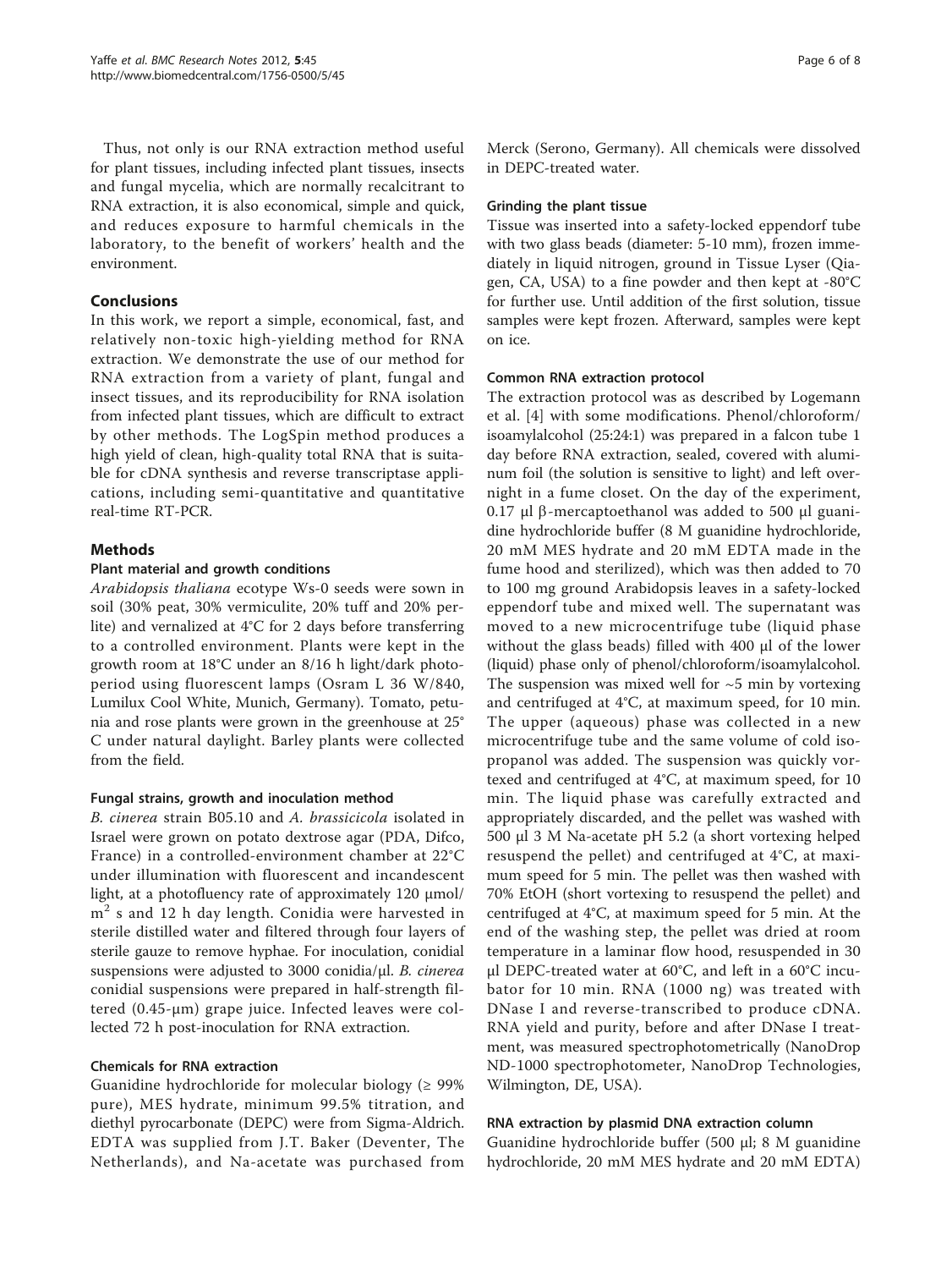Thus, not only is our RNA extraction method useful for plant tissues, including infected plant tissues, insects and fungal mycelia, which are normally recalcitrant to RNA extraction, it is also economical, simple and quick, and reduces exposure to harmful chemicals in the laboratory, to the benefit of workers' health and the environment.

## Conclusions

In this work, we report a simple, economical, fast, and relatively non-toxic high-yielding method for RNA extraction. We demonstrate the use of our method for RNA extraction from a variety of plant, fungal and insect tissues, and its reproducibility for RNA isolation from infected plant tissues, which are difficult to extract by other methods. The LogSpin method produces a high yield of clean, high-quality total RNA that is suitable for cDNA synthesis and reverse transcriptase applications, including semi-quantitative and quantitative real-time RT-PCR.

## Methods

### Plant material and growth conditions

*Arabidopsis thaliana* ecotype Ws-0 seeds were sown in soil (30% peat, 30% vermiculite, 20% tuff and 20% perlite) and vernalized at 4°C for 2 days before transferring to a controlled environment. Plants were kept in the growth room at 18°C under an 8/16 h light/dark photoperiod using fluorescent lamps (Osram L 36 W/840, Lumilux Cool White, Munich, Germany). Tomato, petunia and rose plants were grown in the greenhouse at 25°C under natural daylight. Barley plants were collected from the field.

### Fungal strains, growth and inoculation method

*B. cinerea* strain B05.10 and *A. brassicicola* isolated in Israel were grown on potato dextrose agar (PDA, Difco, France) in a controlled-environment chamber at 22°C under illumination with fluorescent and incandescent light, at a photofluency rate of approximately 120 μmol/$m^2$ s and 12 h day length. Conidia were harvested in sterile distilled water and filtered through four layers of sterile gauze to remove hyphae. For inoculation, conidial suspensions were adjusted to 3000 conidia/μl. *B. cinerea* conidial suspensions were prepared in half-strength filtered (0.45-μm) grape juice. Infected leaves were collected 72 h post-inoculation for RNA extraction.

### Chemicals for RNA extraction

Guanidine hydrochloride for molecular biology (≥ 99% pure), MES hydrate, minimum 99.5% titration, and diethyl pyrocarbonate (DEPC) were from Sigma-Aldrich. EDTA was supplied from J.T. Baker (Deventer, The Netherlands), and Na-acetate was purchased from Merck (Serono, Germany). All chemicals were dissolved in DEPC-treated water.

### Grinding the plant tissue

Tissue was inserted into a safety-locked eppendorf tube with two glass beads (diameter: 5-10 mm), frozen immediately in liquid nitrogen, ground in Tissue Lyser (Qiagen, CA, USA) to a fine powder and then kept at -80°C for further use. Until addition of the first solution, tissue samples were kept frozen. Afterward, samples were kept on ice.

### Common RNA extraction protocol

The extraction protocol was as described by Logemann et al. [4] with some modifications. Phenol/chloroform/isoamylalcohol (25:24:1) was prepared in a falcon tube 1 day before RNA extraction, sealed, covered with aluminum foil (the solution is sensitive to light) and left overnight in a fume closet. On the day of the experiment, 0.17 μl β-mercaptoethanol was added to 500 μl guanidine hydrochloride buffer (8 M guanidine hydrochloride, 20 mM MES hydrate and 20 mM EDTA made in the fume hood and sterilized), which was then added to 70 to 100 mg ground Arabidopsis leaves in a safety-locked eppendorf tube and mixed well. The supernatant was moved to a new microcentrifuge tube (liquid phase without the glass beads) filled with 400 μl of the lower (liquid) phase only of phenol/chloroform/isoamylalcohol. The suspension was mixed well for ~5 min by vortexing and centrifuged at 4°C, at maximum speed, for 10 min. The upper (aqueous) phase was collected in a new microcentrifuge tube and the same volume of cold isopropanol was added. The suspension was quickly vortexed and centrifuged at 4°C, at maximum speed, for 10 min. The liquid phase was carefully extracted and appropriately discarded, and the pellet was washed with 500 μl 3 M Na-acetate pH 5.2 (a short vortexing helped resuspend the pellet) and centrifuged at 4°C, at maximum speed for 5 min. The pellet was then washed with 70% EtOH (short vortexing to resuspend the pellet) and centrifuged at 4°C, at maximum speed for 5 min. At the end of the washing step, the pellet was dried at room temperature in a laminar flow hood, resuspended in 30 μl DEPC-treated water at 60°C, and left in a 60°C incubator for 10 min. RNA (1000 ng) was treated with DNase I and reverse-transcribed to produce cDNA. RNA yield and purity, before and after DNase I treatment, was measured spectrophotometrically (NanoDrop ND-1000 spectrophotometer, NanoDrop Technologies, Wilmington, DE, USA).

### RNA extraction by plasmid DNA extraction column

Guanidine hydrochloride buffer (500 μl; 8 M guanidine hydrochloride, 20 mM MES hydrate and 20 mM EDTA)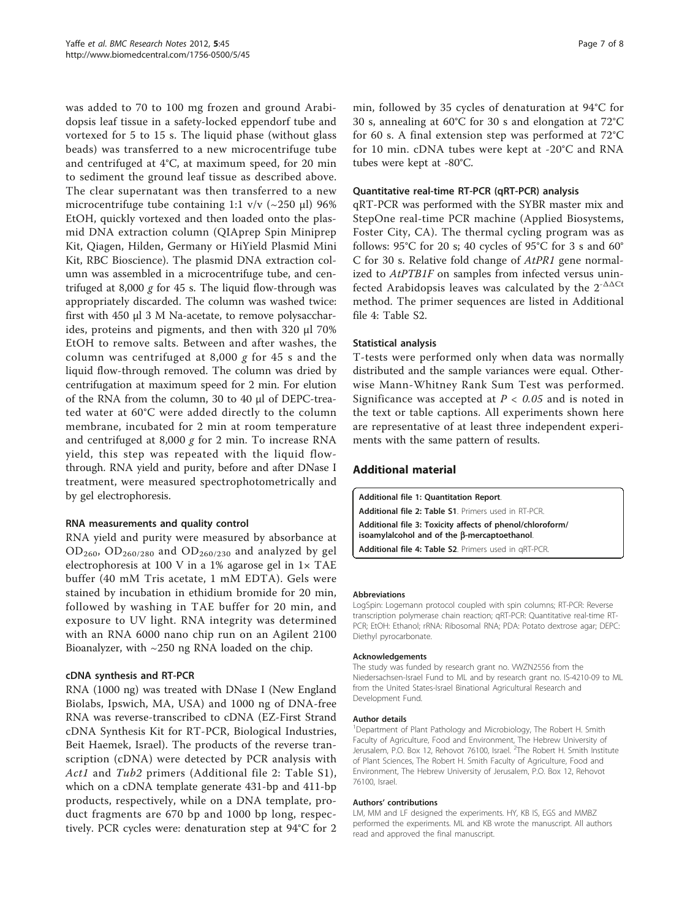was added to 70 to 100 mg frozen and ground Arabidopsis leaf tissue in a safety-locked eppendorf tube and vortexed for 5 to 15 s. The liquid phase (without glass beads) was transferred to a new microcentrifuge tube and centrifuged at 4°C, at maximum speed, for 20 min to sediment the ground leaf tissue as described above. The clear supernatant was then transferred to a new microcentrifuge tube containing 1:1 v/v (~250 μl) 96% EtOH, quickly vortexed and then loaded onto the plasmid DNA extraction column (QIAprep Spin Miniprep Kit, Qiagen, Hilden, Germany or HiYield Plasmid Mini Kit, RBC Bioscience). The plasmid DNA extraction column was assembled in a microcentrifuge tube, and centrifuged at 8,000 *g* for 45 s. The liquid flow-through was appropriately discarded. The column was washed twice: first with 450 μl 3 M Na-acetate, to remove polysaccharides, proteins and pigments, and then with 320 μl 70% EtOH to remove salts. Between and after washes, the column was centrifuged at 8,000 *g* for 45 s and the liquid flow-through removed. The column was dried by centrifugation at maximum speed for 2 min. For elution of the RNA from the column, 30 to 40 μl of DEPC-treated water at 60°C were added directly to the column membrane, incubated for 2 min at room temperature and centrifuged at 8,000 *g* for 2 min. To increase RNA yield, this step was repeated with the liquid flow-through. RNA yield and purity, before and after DNase I treatment, were measured spectrophotometrically and by gel electrophoresis.

### RNA measurements and quality control

RNA yield and purity were measured by absorbance at $OD_{260}$, $OD_{260/280}$ and $OD_{260/230}$ and analyzed by gel electrophoresis at 100 V in a 1% agarose gel in 1× TAE buffer (40 mM Tris acetate, 1 mM EDTA). Gels were stained by incubation in ethidium bromide for 20 min, followed by washing in TAE buffer for 20 min, and exposure to UV light. RNA integrity was determined with an RNA 6000 nano chip run on an Agilent 2100 Bioanalyzer, with ~250 ng RNA loaded on the chip.

### cDNA synthesis and RT-PCR

RNA (1000 ng) was treated with DNase I (New England Biolabs, Ipswich, MA, USA) and 1000 ng of DNA-free RNA was reverse-transcribed to cDNA (EZ-First Strand cDNA Synthesis Kit for RT-PCR, Biological Industries, Beit Haemek, Israel). The products of the reverse transcription (cDNA) were detected by PCR analysis with *Act1* and *Tub2* primers (Additional file 2: Table S1), which on a cDNA template generate 431-bp and 411-bp products, respectively, while on a DNA template, product fragments are 670 bp and 1000 bp long, respectively. PCR cycles were: denaturation step at 94°C for 2 min, followed by 35 cycles of denaturation at 94°C for 30 s, annealing at 60°C for 30 s and elongation at 72°C for 60 s. A final extension step was performed at 72°C for 10 min. cDNA tubes were kept at -20°C and RNA tubes were kept at -80°C.

### Quantitative real-time RT-PCR (qRT-PCR) analysis

qRT-PCR was performed with the SYBR master mix and StepOne real-time PCR machine (Applied Biosystems, Foster City, CA). The thermal cycling program was as follows: 95°C for 20 s; 40 cycles of 95°C for 3 s and 60°C for 30 s. Relative fold change of *AtPR1* gene normalized to *AtPTB1F* on samples from infected versus uninfected Arabidopsis leaves was calculated by the $2^{-\Delta\Delta Ct}$ method. The primer sequences are listed in Additional file 4: Table S2.

### Statistical analysis

T-tests were performed only when data was normally distributed and the sample variances were equal. Otherwise Mann-Whitney Rank Sum Test was performed. Significance was accepted at $P < 0.05$ and is noted in the text or table captions. All experiments shown here are representative of at least three independent experiments with the same pattern of results.

## Additional material

**Additional file 1: Quantitation Report**.
**Additional file 2: Table S1**. Primers used in RT-PCR.
**Additional file 3: Toxicity affects of phenol/chloroform/isoamylalcohol and of the β-mercaptoethanol**.
**Additional file 4: Table S2**. Primers used in qRT-PCR.

#### Abbreviations

LogSpin: Logemann protocol coupled with spin columns; RT-PCR: Reverse transcription polymerase chain reaction; qRT-PCR: Quantitative real-time RT-PCR; EtOH: Ethanol; rRNA: Ribosomal RNA; PDA: Potato dextrose agar; DEPC: Diethyl pyrocarbonate.

#### Acknowledgements

The study was funded by research grant no. VWZN2556 from the Niedersachsen-Israel Fund to ML and by research grant no. IS-4210-09 to ML from the United States-Israel Binational Agricultural Research and Development Fund.

#### Author details

[1]Department of Plant Pathology and Microbiology, The Robert H. Smith Faculty of Agriculture, Food and Environment, The Hebrew University of Jerusalem, P.O. Box 12, Rehovot 76100, Israel. [2]The Robert H. Smith Institute of Plant Sciences, The Robert H. Smith Faculty of Agriculture, Food and Environment, The Hebrew University of Jerusalem, P.O. Box 12, Rehovot 76100, Israel.

#### Authors' contributions

LM, MM and LF designed the experiments. HY, KB IS, EGS and MMBZ performed the experiments. ML and KB wrote the manuscript. All authors read and approved the final manuscript.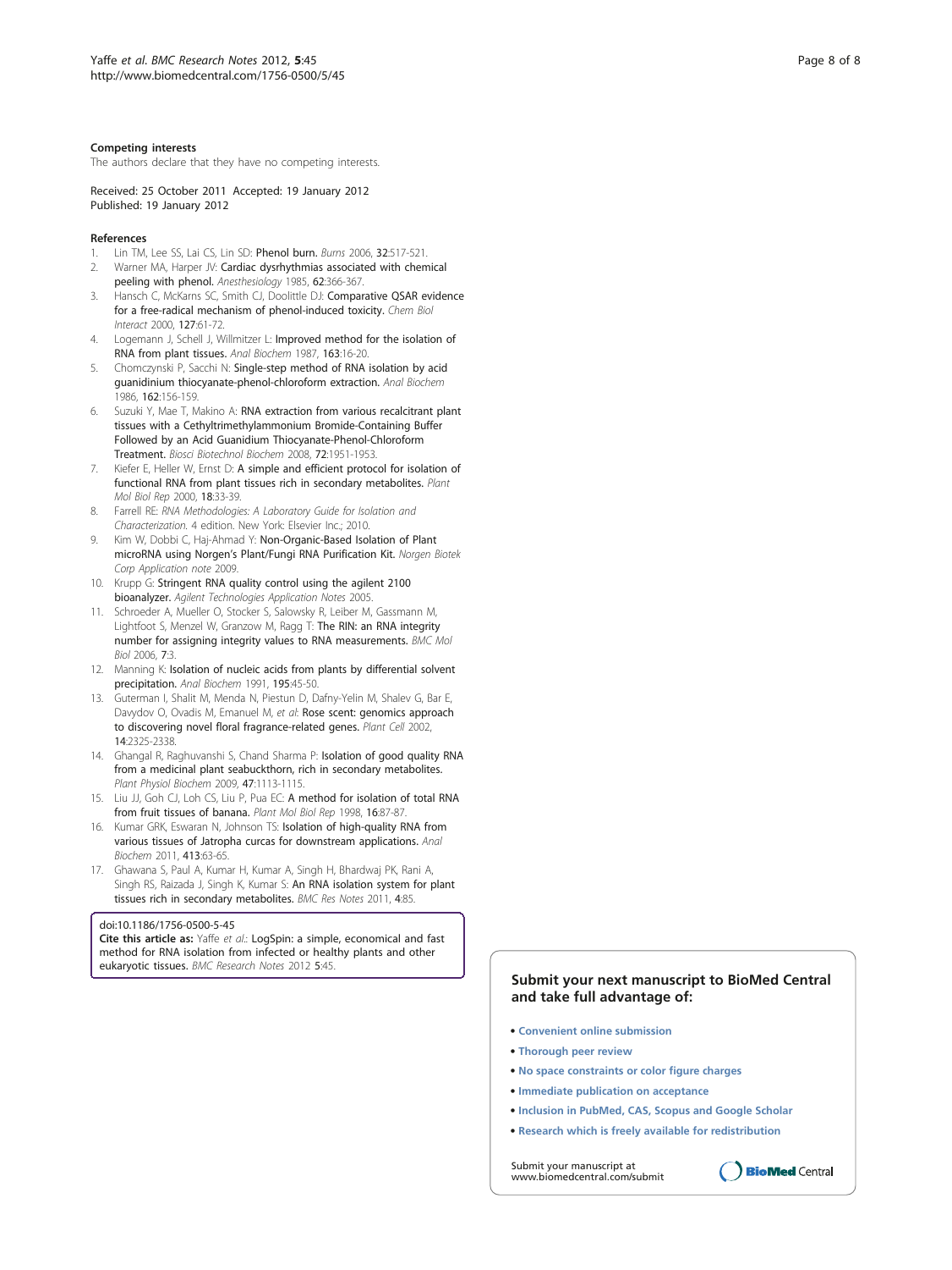**Competing interests**

The authors declare that they have no competing interests.

Received: 25 October 2011 Accepted: 19 January 2012
Published: 19 January 2012

**References**

1. Lin TM, Lee SS, Lai CS, Lin SD: **Phenol burn.** *Burns* 2006, **32**:517-521.
2. Warner MA, Harper JV: **Cardiac dysrhythmias associated with chemical peeling with phenol.** *Anesthesiology* 1985, **62**:366-367.
3. Hansch C, McKarns SC, Smith CJ, Doolittle DJ: **Comparative QSAR evidence for a free-radical mechanism of phenol-induced toxicity.** *Chem Biol Interact* 2000, **127**:61-72.
4. Logemann J, Schell J, Willmitzer L: **Improved method for the isolation of RNA from plant tissues.** *Anal Biochem* 1987, **163**:16-20.
5. Chomczynski P, Sacchi N: **Single-step method of RNA isolation by acid guanidinium thiocyanate-phenol-chloroform extraction.** *Anal Biochem* 1986, **162**:156-159.
6. Suzuki Y, Mae T, Makino A: **RNA extraction from various recalcitrant plant tissues with a Cethyltrimethylammonium Bromide-Containing Buffer Followed by an Acid Guanidium Thiocyanate-Phenol-Chloroform Treatment.** *Biosci Biotechnol Biochem* 2008, **72**:1951-1953.
7. Kiefer E, Heller W, Ernst D: **A simple and efficient protocol for isolation of functional RNA from plant tissues rich in secondary metabolites.** *Plant Mol Biol Rep* 2000, **18**:33-39.
8. Farrell RE: *RNA Methodologies: A Laboratory Guide for Isolation and Characterization.* 4 edition. New York: Elsevier Inc.; 2010.
9. Kim W, Dobbi C, Haj-Ahmad Y: **Non-Organic-Based Isolation of Plant microRNA using Norgen's Plant/Fungi RNA Purification Kit.** *Norgen Biotek Corp Application note* 2009.
10. Krupp G: **Stringent RNA quality control using the agilent 2100 bioanalyzer.** *Agilent Technologies Application Notes* 2005.
11. Schroeder A, Mueller O, Stocker S, Salowsky R, Leiber M, Gassmann M, Lightfoot S, Menzel W, Granzow M, Ragg T: **The RIN: an RNA integrity number for assigning integrity values to RNA measurements.** *BMC Mol Biol* 2006, **7**:3.
12. Manning K: **Isolation of nucleic acids from plants by differential solvent precipitation.** *Anal Biochem* 1991, **195**:45-50.
13. Guterman I, Shalit M, Menda N, Piestun D, Dafny-Yelin M, Shalev G, Bar E, Davydov O, Ovadis M, Emanuel M, *et al*: **Rose scent: genomics approach to discovering novel floral fragrance-related genes.** *Plant Cell* 2002, **14**:2325-2338.
14. Ghangal R, Raghuvanshi S, Chand Sharma P: **Isolation of good quality RNA from a medicinal plant seabuckthorn, rich in secondary metabolites.** *Plant Physiol Biochem* 2009, **47**:1113-1115.
15. Liu JJ, Goh CJ, Loh CS, Liu P, Pua EC: **A method for isolation of total RNA from fruit tissues of banana.** *Plant Mol Biol Rep* 1998, **16**:87-87.
16. Kumar GRK, Eswaran N, Johnson TS: **Isolation of high-quality RNA from various tissues of Jatropha curcas for downstream applications.** *Anal Biochem* 2011, **413**:63-65.
17. Ghawana S, Paul A, Kumar H, Kumar A, Singh H, Bhardwaj PK, Rani A, Singh RS, Raizada J, Singh K, Kumar S: **An RNA isolation system for plant tissues rich in secondary metabolites.** *BMC Res Notes* 2011, **4**:85.

doi:10.1186/1756-0500-5-45

**Cite this article as:** Yaffe *et al.*: LogSpin: a simple, economical and fast method for RNA isolation from infected or healthy plants and other eukaryotic tissues. *BMC Research Notes* 2012 **5**:45.